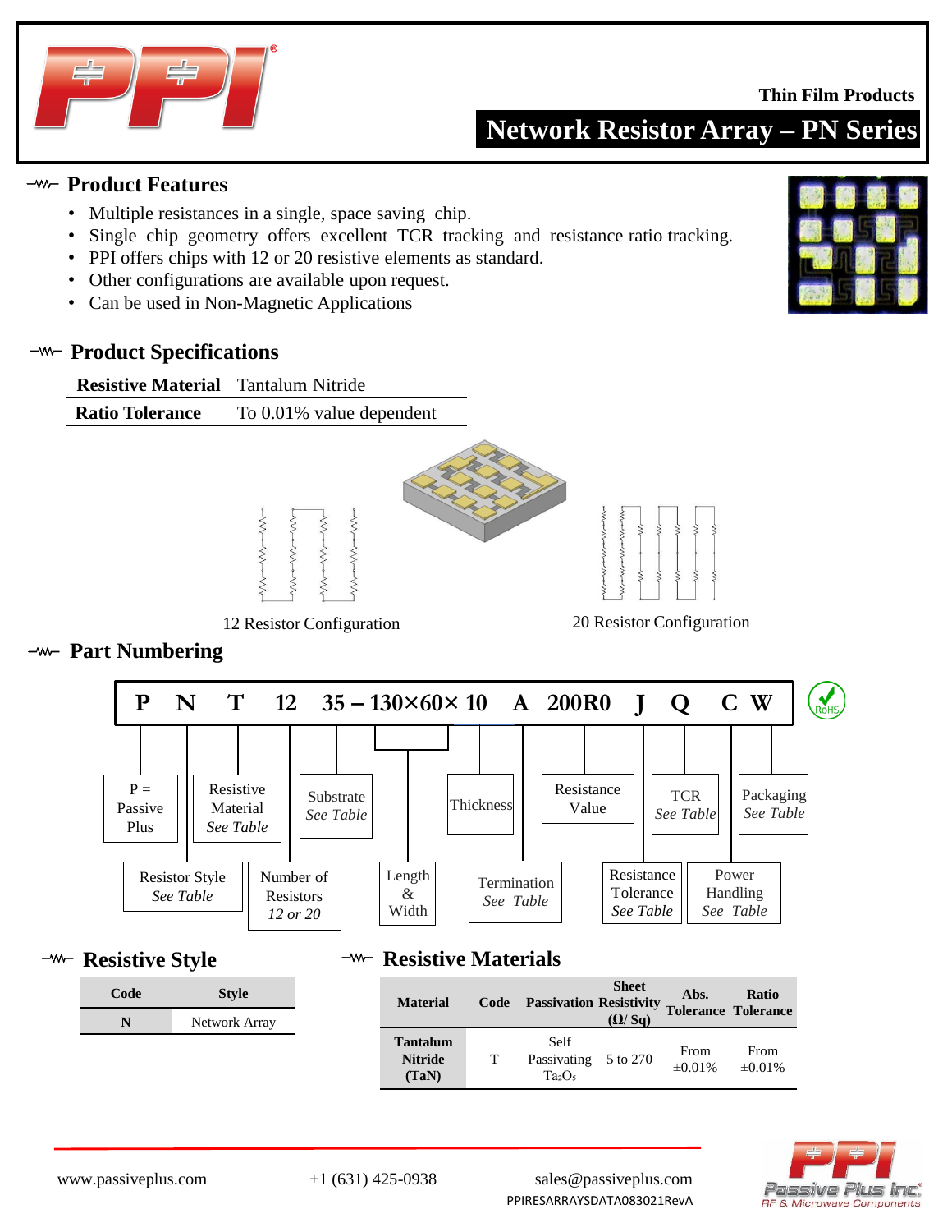Thin Film Products

# Network Resistor Array – PN Series

## Product Features

- Multiple resistances in a single, space saving chip.
- Single chip geometry offers excellent TCR tracking and resistance ratio tracking.
- PPI offers chips with 12 or 20 resistive elements as standard.
- Other configurations are available upon request.
- Can be used in Non-Magnetic Applications

## Product Specifications

| | |
|---|---|
| **Resistive Material** | Tantalum Nitride |
| **Ratio Tolerance** | To 0.01% value dependent |

12 Resistor Configuration

20 Resistor Configuration

## Part Numbering

**P N T 12 35 – 130×60× 10 A 200R0 J Q C W**

- P = Passive Plus
- N – Resistor Style (*See Table*)
- T – Resistive Material (*See Table*)
- 12 – Number of Resistors (*12 or 20*)
- 35 – Substrate (*See Table*)
- 130×60 – Length & Width
- 10 – Thickness
- A – Termination (*See Table*)
- 200R0 – Resistance Value
- J – Resistance Tolerance (*See Table*)
- Q – TCR (*See Table*)
- C – Power Handling (*See Table*)
- W – Packaging (*See Table*)

RoHS

## Resistive Style

| Code | Style |
|---|---|
| **N** | Network Array |

## Resistive Materials

| Material | Code | Passivation | Sheet Resistivity (Ω/ Sq) | Abs. Tolerance | Ratio Tolerance |
|---|---|---|---|---|---|
| **Tantalum Nitride (TaN)** | T | Self Passivating $Ta_2O_5$ | 5 to 270 | From ±0.01% | From ±0.01% |

www.passiveplus.com +1 (631) 425-0938 sales@passiveplus.com

PPIRESARRAYSDATA083021RevA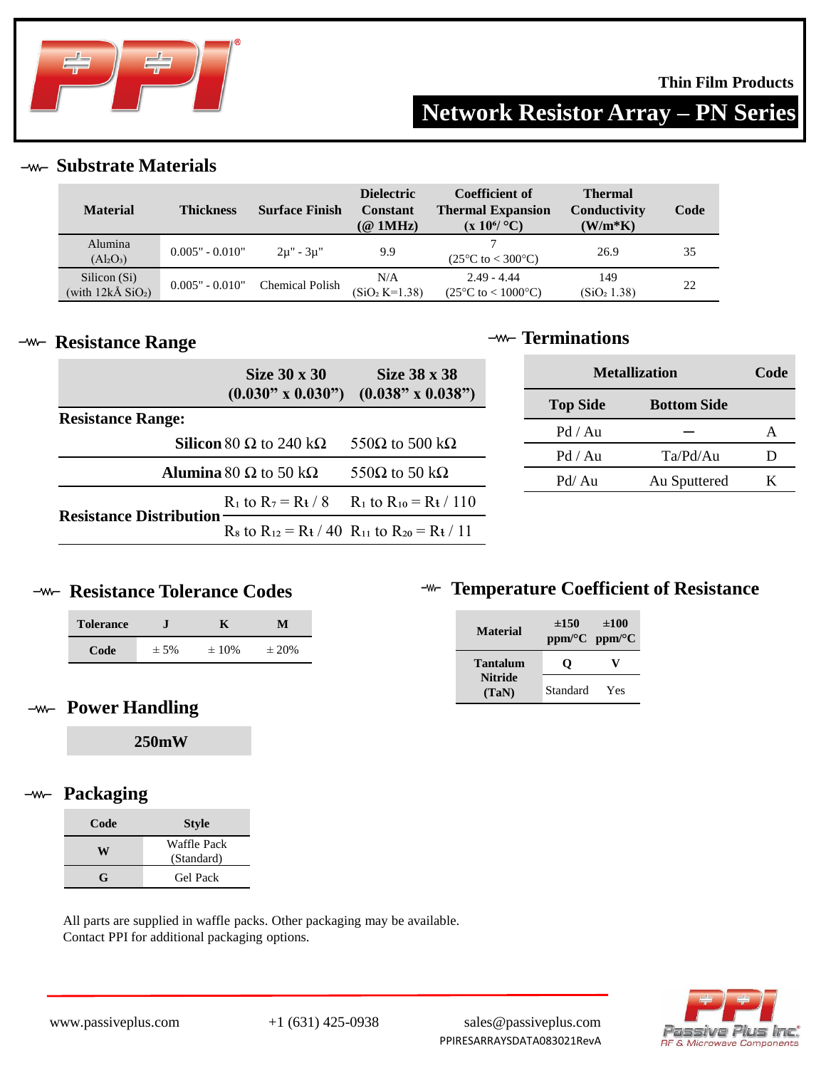Thin Film Products

# Network Resistor Array – PN Series

## Substrate Materials

| Material | Thickness | Surface Finish | Dielectric Constant (@ 1MHz) | Coefficient of Thermal Expansion (x $10^6$/ °C) | Thermal Conductivity (W/m*K) | Code |
|---|---|---|---|---|---|---|
| Alumina ($Al_2O_3$) | 0.005" - 0.010" | 2µ" - 3µ" | 9.9 | 7 (25°C to < 300°C) | 26.9 | 35 |
| Silicon (Si) (with 12kÅ $SiO_2$) | 0.005" - 0.010" | Chemical Polish | N/A ($SiO_2$ K=1.38) | 2.49 - 4.44 (25°C to < 1000°C) | 149 ($SiO_2$ 1.38) | 22 |

## Resistance Range

| | Size 30 x 30 (0.030" x 0.030") | Size 38 x 38 (0.038" x 0.038") |
|---|---|---|
| **Resistance Range:** | | |
| **Silicon** | 80 Ω to 240 kΩ | 550Ω to 500 kΩ |
| **Alumina** | 80 Ω to 50 kΩ | 550Ω to 50 kΩ |
| **Resistance Distribution** | $R_1$ to $R_7 = R_t / 8$ | $R_1$ to $R_{10} = R_t / 110$ |
| | $R_8$ to $R_{12} = R_t / 40$ | $R_{11}$ to $R_{20} = R_t / 11$ |

## Terminations

| Metallization | | Code |
|---|---|---|
| **Top Side** | **Bottom Side** | |
| Pd / Au | — | A |
| Pd / Au | Ta/Pd/Au | D |
| Pd/ Au | Au Sputtered | K |

## Resistance Tolerance Codes

| Tolerance | J | K | M |
|---|---|---|---|
| **Code** | ± 5% | ± 10% | ± 20% |

## Temperature Coefficient of Resistance

| Material | ±150 ppm/°C | ±100 ppm/°C |
|---|---|---|
| **Tantalum Nitride (TaN)** | **Q** | **V** |
| | Standard | Yes |

## Power Handling

**250mW**

## Packaging

| Code | Style |
|---|---|
| **W** | Waffle Pack (Standard) |
| **G** | Gel Pack |

All parts are supplied in waffle packs. Other packaging may be available.
Contact PPI for additional packaging options.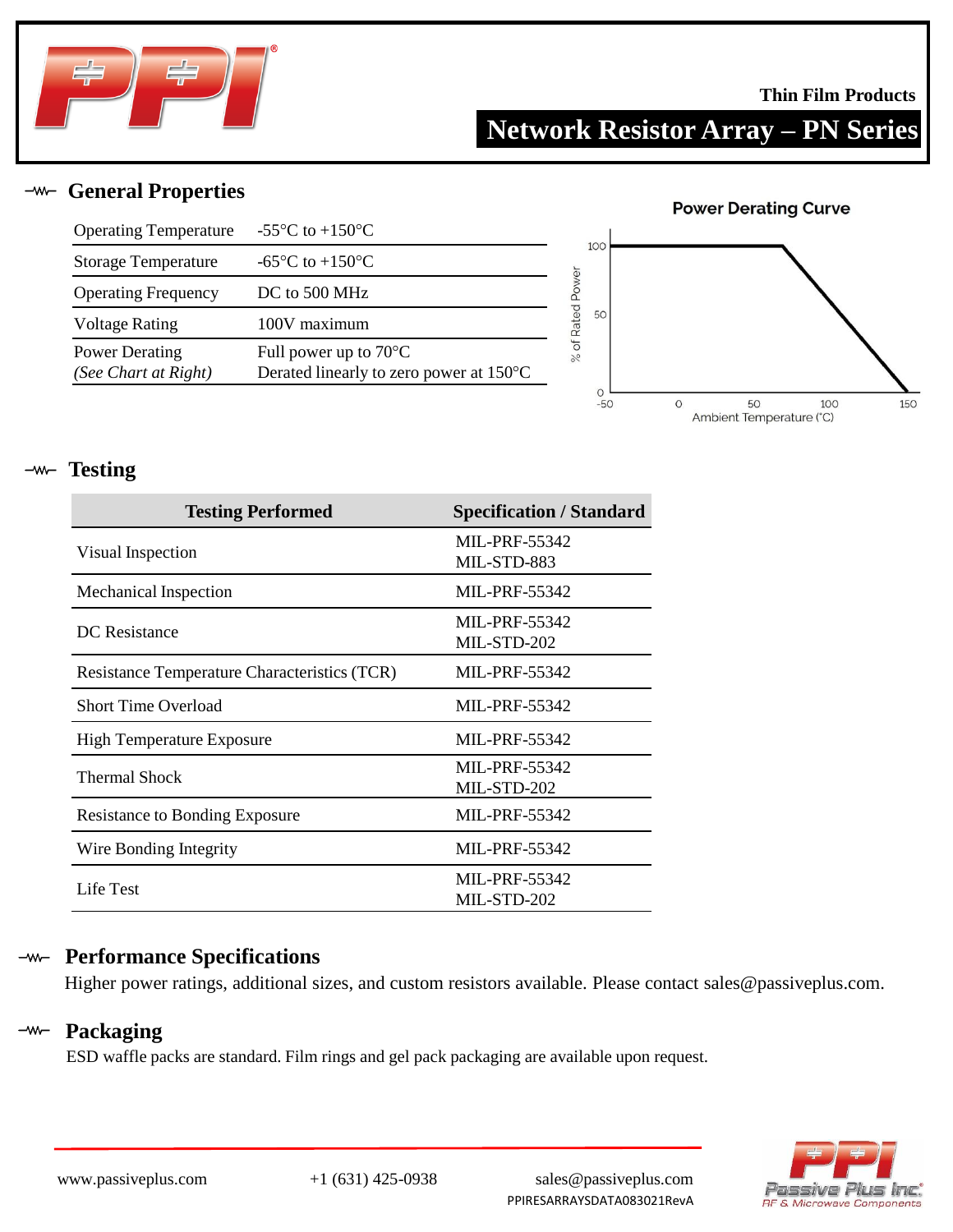Thin Film Products

# Network Resistor Array – PN Series

## General Properties

| | |
|---|---|
| Operating Temperature | -55°C to +150°C |
| Storage Temperature | -65°C to +150°C |
| Operating Frequency | DC to 500 MHz |
| Voltage Rating | 100V maximum |
| Power Derating *(See Chart at Right)* | Full power up to 70°C<br>Derated linearly to zero power at 150°C |

**Power Derating Curve**

% of Rated Power

100

50

0

-50 0 50 100 150

Ambient Temperature (°C)

## Testing

| Testing Performed | Specification / Standard |
|---|---|
| Visual Inspection | MIL-PRF-55342<br>MIL-STD-883 |
| Mechanical Inspection | MIL-PRF-55342 |
| DC Resistance | MIL-PRF-55342<br>MIL-STD-202 |
| Resistance Temperature Characteristics (TCR) | MIL-PRF-55342 |
| Short Time Overload | MIL-PRF-55342 |
| High Temperature Exposure | MIL-PRF-55342 |
| Thermal Shock | MIL-PRF-55342<br>MIL-STD-202 |
| Resistance to Bonding Exposure | MIL-PRF-55342 |
| Wire Bonding Integrity | MIL-PRF-55342 |
| Life Test | MIL-PRF-55342<br>MIL-STD-202 |

## Performance Specifications

Higher power ratings, additional sizes, and custom resistors available. Please contact sales@passiveplus.com.

## Packaging

ESD waffle packs are standard. Film rings and gel pack packaging are available upon request.

www.passiveplus.com +1 (631) 425-0938 sales@passiveplus.com

PPIRESARRAYSDATA083021RevA